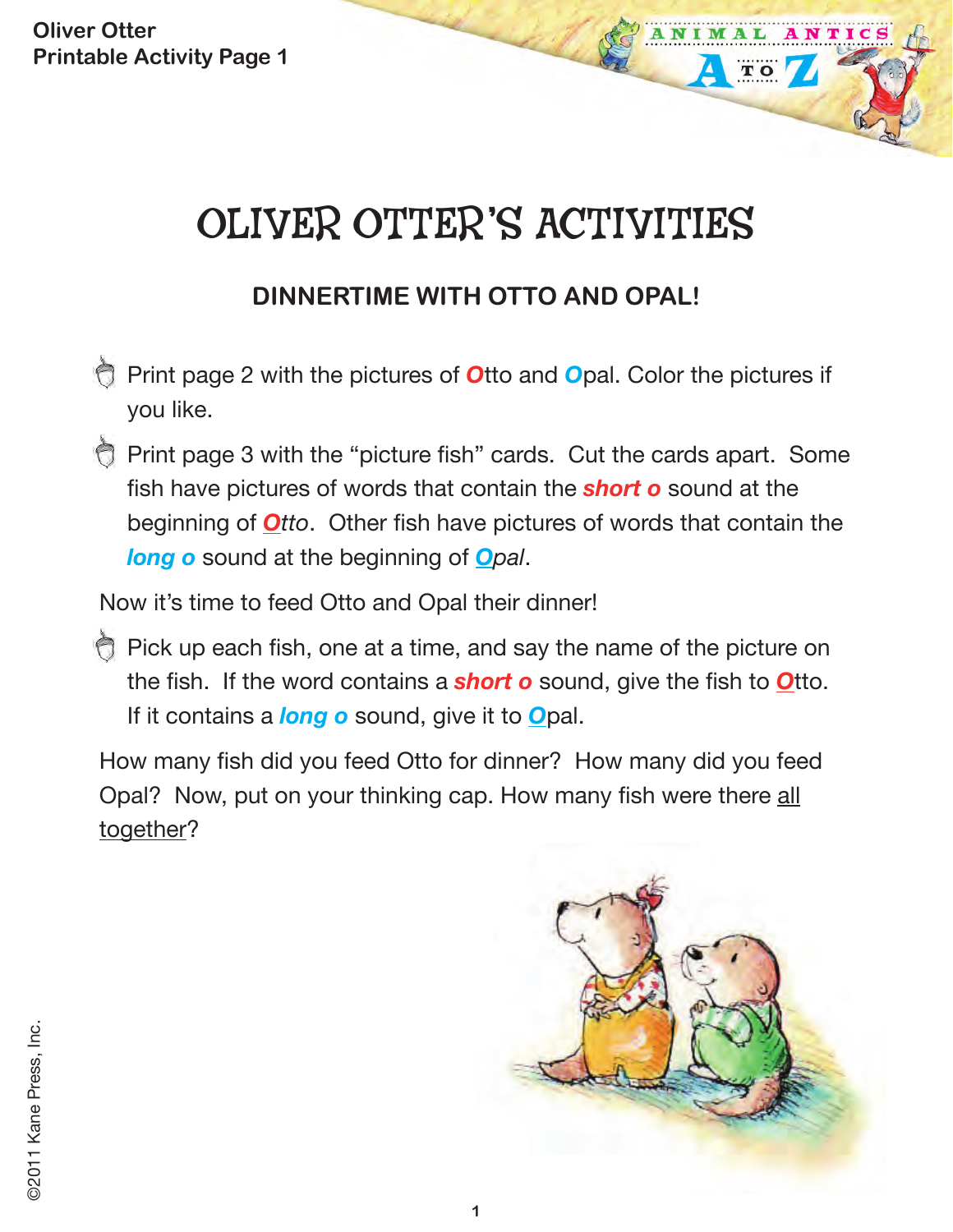# OLIVER OTTER'S ACTIVITIES

## DINNERTIME WITH OTTO AND OPAL!

- Print page 2 with the pictures of **O**tto and **O**pal. Color the pictures if you like.
- Print page 3 with the "picture fish" cards. Cut the cards apart. Some fish have pictures of words that contain the ***short o*** sound at the beginning of ***O****tto*. Other fish have pictures of words that contain the ***long o*** sound at the beginning of ***O****pal*.

Now it's time to feed Otto and Opal their dinner!

- Pick up each fish, one at a time, and say the name of the picture on the fish. If the word contains a ***short o*** sound, give the fish to ***O***tto. If it contains a ***long o*** sound, give it to ***O***pal.

How many fish did you feed Otto for dinner? How many did you feed Opal? Now, put on your thinking cap. How many fish were there all together?

©2011 Kane Press, Inc.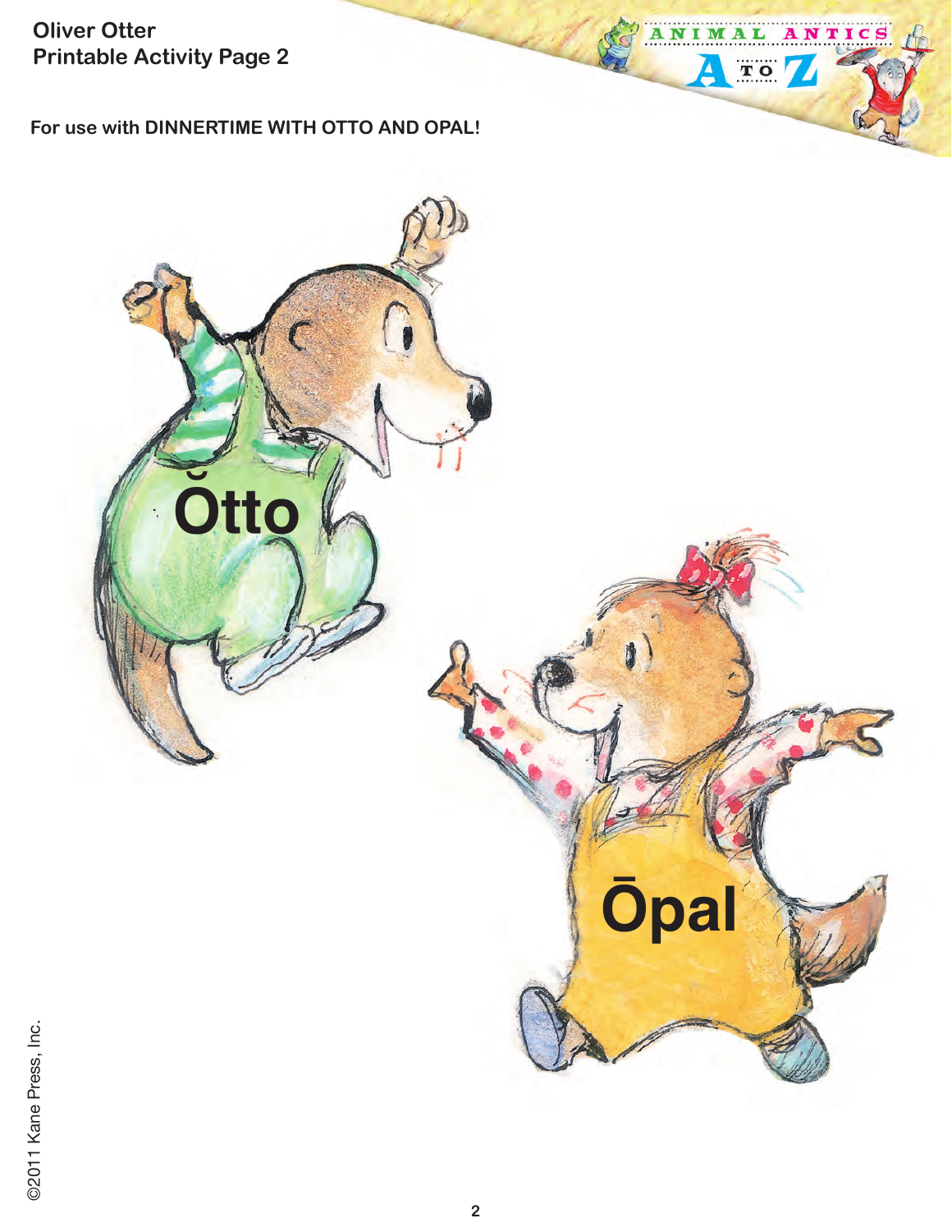Oliver Otter
Printable Activity Page 2

For use with **DINNERTIME WITH OTTO AND OPAL!**

Ŏtto

Ōpal

©2011 Kane Press, Inc.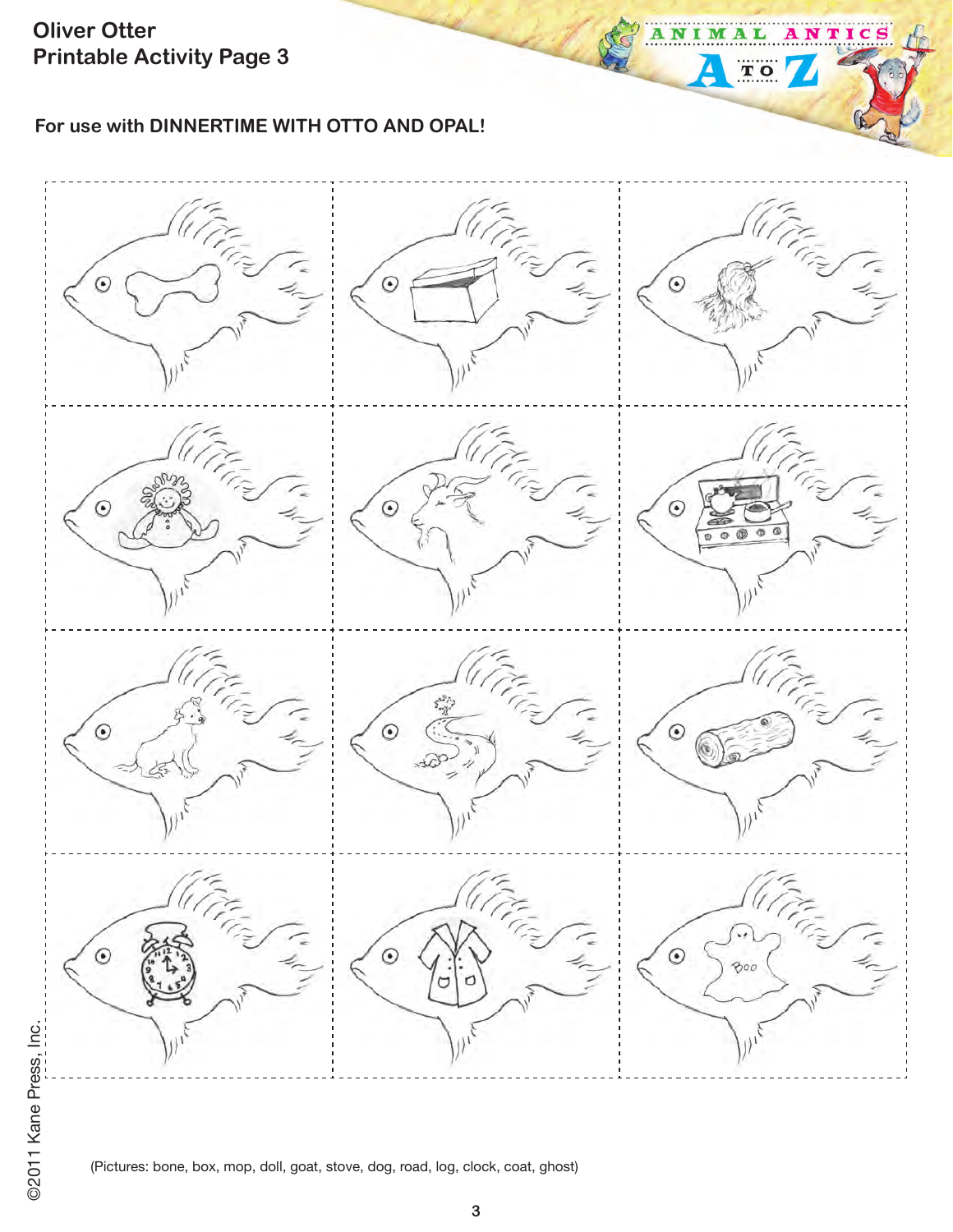# Oliver Otter
## Printable Activity Page 3

**For use with DINNERTIME WITH OTTO AND OPAL!**

(Pictures: bone, box, mop, doll, goat, stove, dog, road, log, clock, coat, ghost)

©2011 Kane Press, Inc.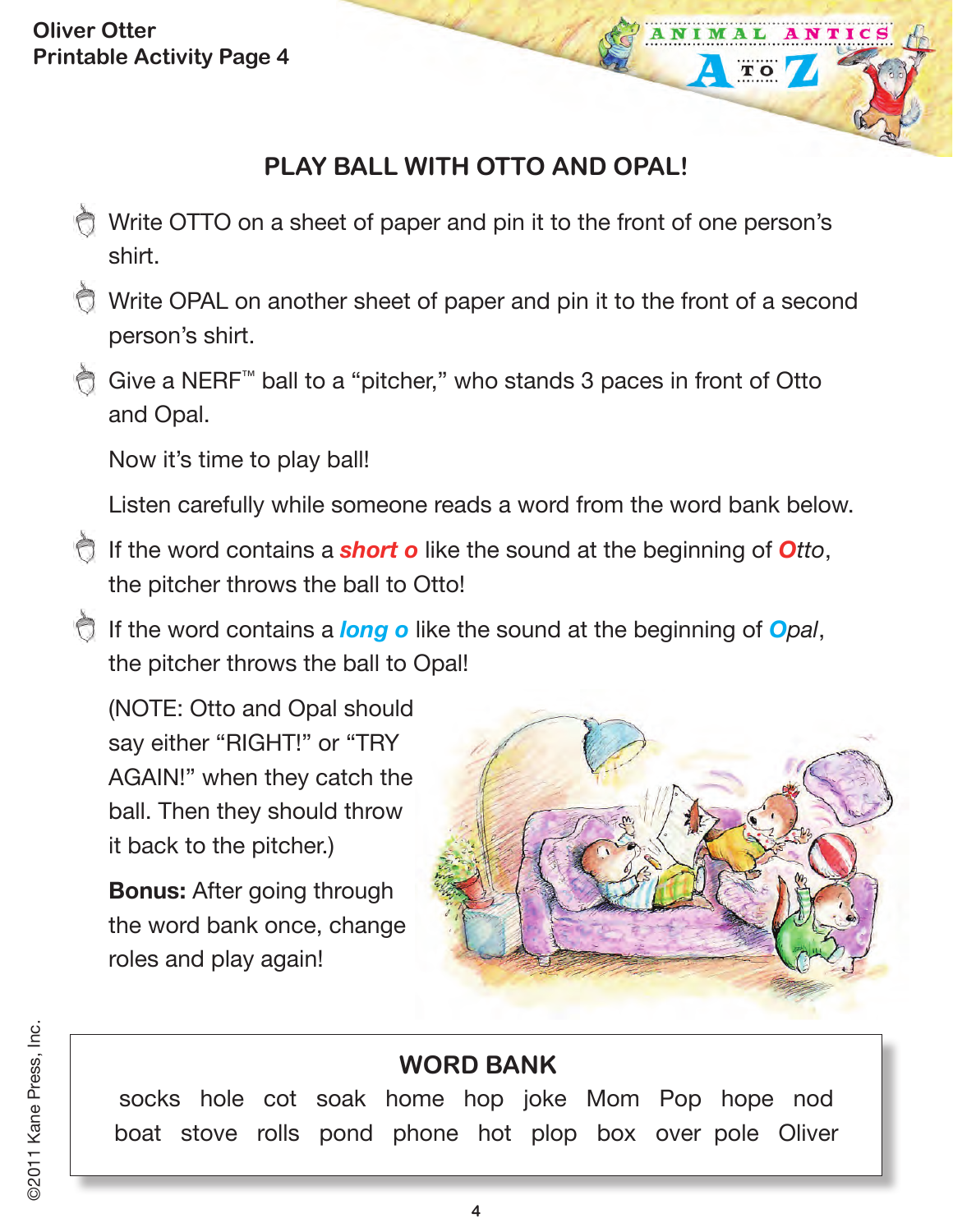# PLAY BALL WITH OTTO AND OPAL!

- Write OTTO on a sheet of paper and pin it to the front of one person's shirt.
- Write OPAL on another sheet of paper and pin it to the front of a second person's shirt.
- Give a NERF™ ball to a "pitcher," who stands 3 paces in front of Otto and Opal.

Now it's time to play ball!

Listen carefully while someone reads a word from the word bank below.

- If the word contains a ***short o*** like the sound at the beginning of ***O****tto*, the pitcher throws the ball to Otto!
- If the word contains a ***long o*** like the sound at the beginning of ***O****pal*, the pitcher throws the ball to Opal!

(NOTE: Otto and Opal should say either "RIGHT!" or "TRY AGAIN!" when they catch the ball. Then they should throw it back to the pitcher.)

**Bonus:** After going through the word bank once, change roles and play again!

## WORD BANK

socks hole cot soak home hop joke Mom Pop hope nod
boat stove rolls pond phone hot plop box over pole Oliver

©2011 Kane Press, Inc.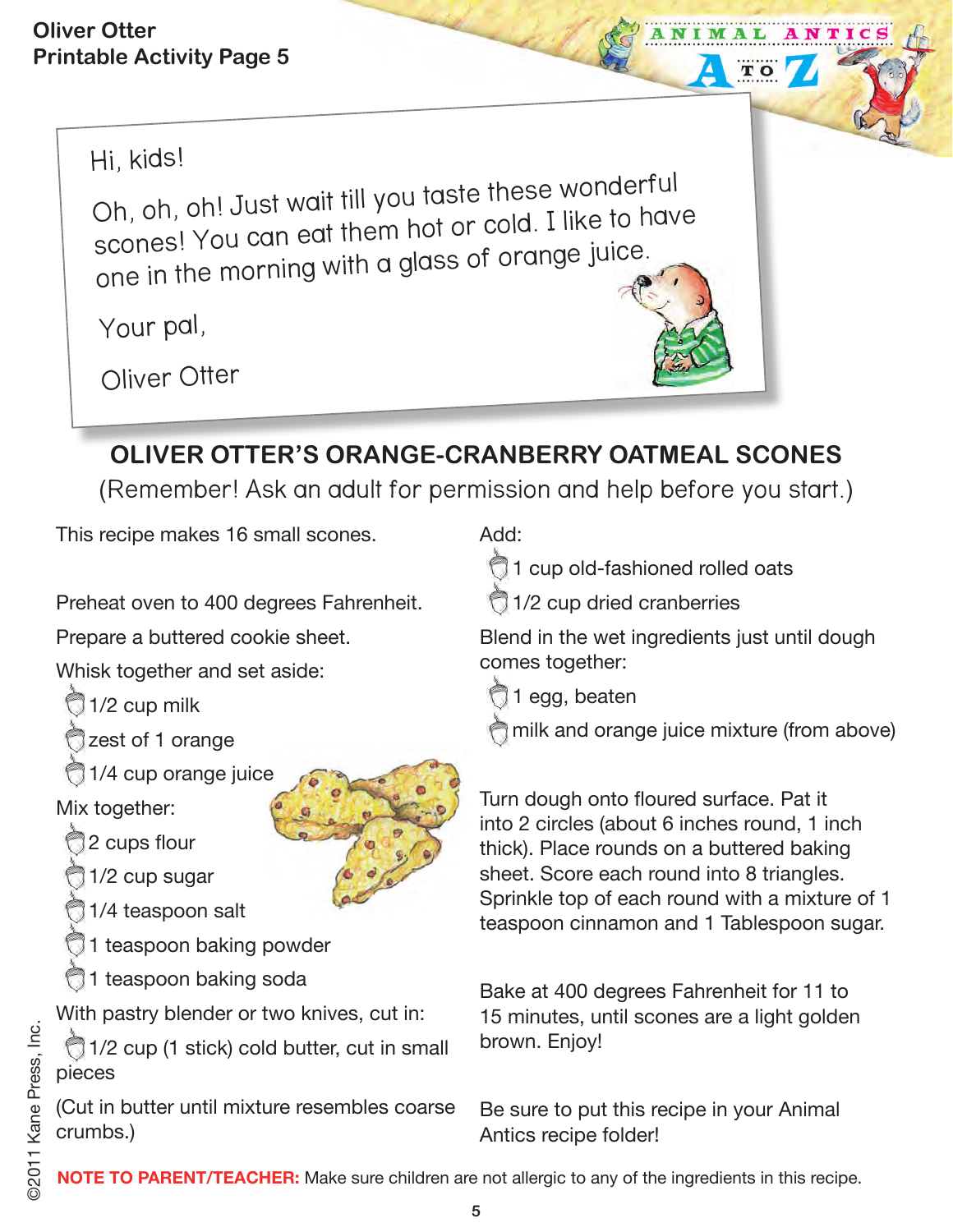Oliver Otter
Printable Activity Page 5

Hi, kids!

Oh, oh, oh! Just wait till you taste these wonderful scones! You can eat them hot or cold. I like to have one in the morning with a glass of orange juice.

Your pal,

Oliver Otter

## OLIVER OTTER'S ORANGE-CRANBERRY OATMEAL SCONES

(Remember! Ask an adult for permission and help before you start.)

This recipe makes 16 small scones.

Preheat oven to 400 degrees Fahrenheit.

Prepare a buttered cookie sheet.

Whisk together and set aside:

- 1/2 cup milk
- zest of 1 orange
- 1/4 cup orange juice

Mix together:

- 2 cups flour
- 1/2 cup sugar
- 1/4 teaspoon salt
- 1 teaspoon baking powder
- 1 teaspoon baking soda

With pastry blender or two knives, cut in:

- 1/2 cup (1 stick) cold butter, cut in small pieces

(Cut in butter until mixture resembles coarse crumbs.)

Add:

- 1 cup old-fashioned rolled oats
- 1/2 cup dried cranberries

Blend in the wet ingredients just until dough comes together:

- 1 egg, beaten
- milk and orange juice mixture (from above)

Turn dough onto floured surface. Pat it into 2 circles (about 6 inches round, 1 inch thick). Place rounds on a buttered baking sheet. Score each round into 8 triangles. Sprinkle top of each round with a mixture of 1 teaspoon cinnamon and 1 Tablespoon sugar.

Bake at 400 degrees Fahrenheit for 11 to 15 minutes, until scones are a light golden brown. Enjoy!

Be sure to put this recipe in your Animal Antics recipe folder!

**NOTE TO PARENT/TEACHER:** Make sure children are not allergic to any of the ingredients in this recipe.

©2011 Kane Press, Inc.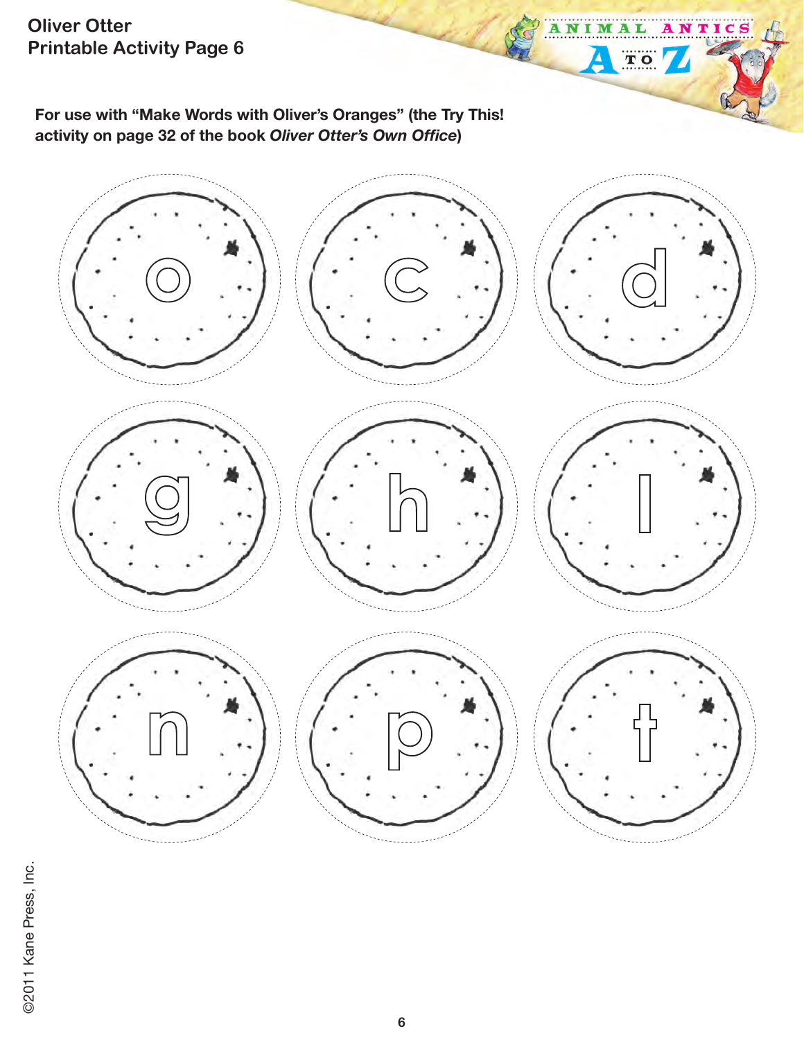Oliver Otter
Printable Activity Page 6

**For use with "Make Words with Oliver's Oranges" (the Try This! activity on page 32 of the book *Oliver Otter's Own Office*)**

o c d

g h l

n p t

©2011 Kane Press, Inc.